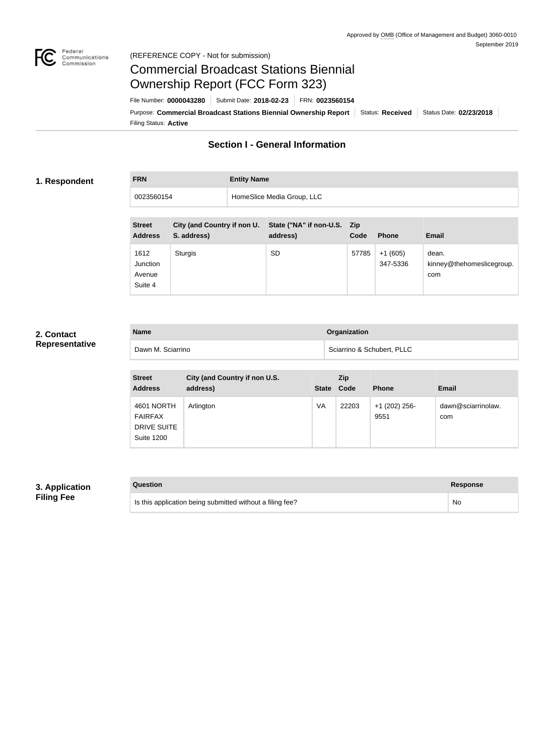Approved by OMB (Office of Management and Budget) 3060-0010
September 2019

(REFERENCE COPY - Not for submission)

# Commercial Broadcast Stations Biennial Ownership Report (FCC Form 323)

File Number: **0000043280** | Submit Date: **2018-02-23** | FRN: **0023560154**

Purpose: **Commercial Broadcast Stations Biennial Ownership Report** | Status: **Received** | Status Date: **02/23/2018**

Filing Status: **Active**

## Section I - General Information

### 1. Respondent

| FRN | Entity Name |
|---|---|
| 0023560154 | HomeSlice Media Group, LLC |

| Street Address | City (and Country if non U.S. address) | State ("NA" if non-U.S. address) | Zip Code | Phone | Email |
|---|---|---|---|---|---|
| 1612 Junction Avenue Suite 4 | Sturgis | SD | 57785 | +1 (605) 347-5336 | dean.kinney@thehomeslicegroup.com |

### 2. Contact Representative

| Name | Organization |
|---|---|
| Dawn M. Sciarrino | Sciarrino & Schubert, PLLC |

| Street Address | City (and Country if non U.S. address) | State | Zip Code | Phone | Email |
|---|---|---|---|---|---|
| 4601 NORTH FAIRFAX DRIVE SUITE Suite 1200 | Arlington | VA | 22203 | +1 (202) 256-9551 | dawn@sciarrinolaw.com |

### 3. Application Filing Fee

| Question | Response |
|---|---|
| Is this application being submitted without a filing fee? | No |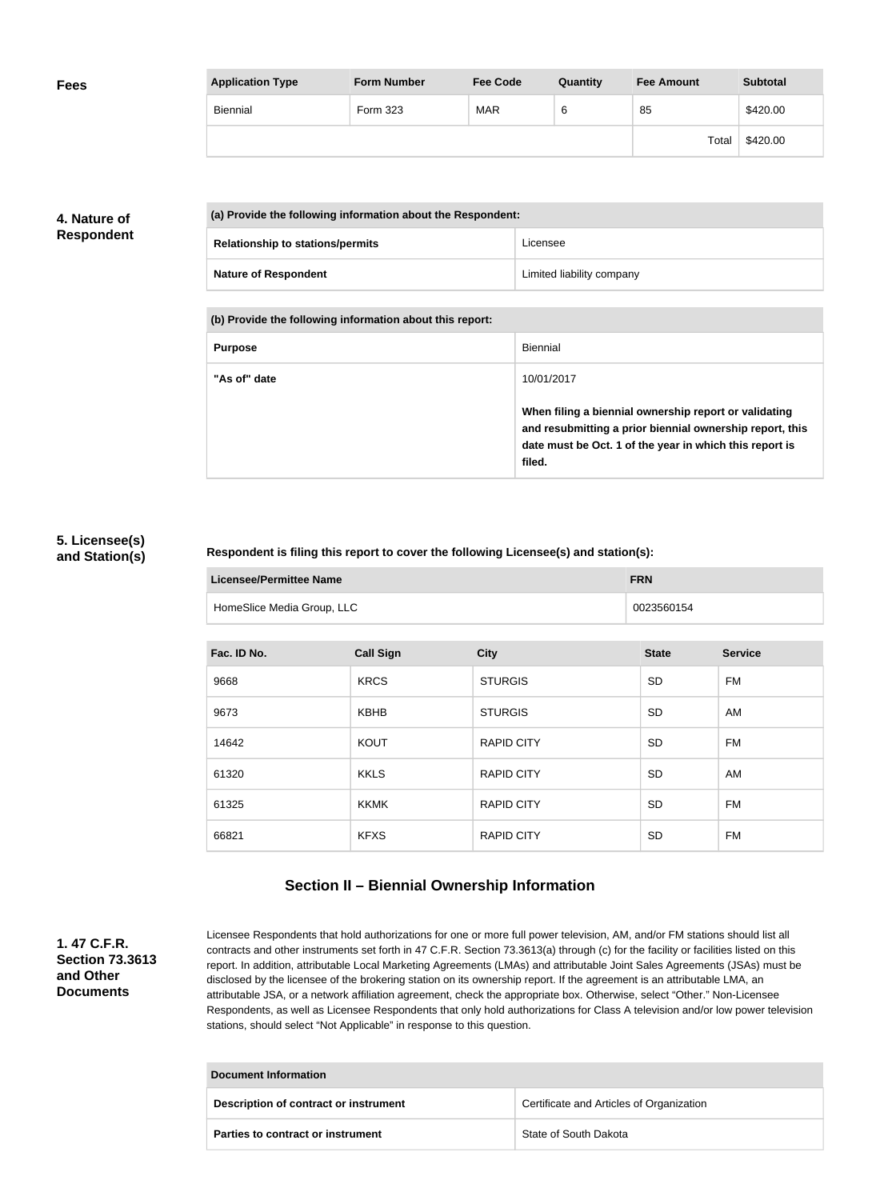**Fees**

| Application Type | Form Number | Fee Code | Quantity | Fee Amount | Subtotal |
|---|---|---|---|---|---|
| Biennial | Form 323 | MAR | 6 | 85 | $420.00 |
| | | | | Total | $420.00 |

**4. Nature of Respondent**

| (a) Provide the following information about the Respondent: | |
|---|---|
| **Relationship to stations/permits** | Licensee |
| **Nature of Respondent** | Limited liability company |

| (b) Provide the following information about this report: | |
|---|---|
| **Purpose** | Biennial |
| **"As of" date** | 10/01/2017<br><br>**When filing a biennial ownership report or validating and resubmitting a prior biennial ownership report, this date must be Oct. 1 of the year in which this report is filed.** |

**5. Licensee(s) and Station(s)**

**Respondent is filing this report to cover the following Licensee(s) and station(s):**

| Licensee/Permittee Name | FRN |
|---|---|
| HomeSlice Media Group, LLC | 0023560154 |

| Fac. ID No. | Call Sign | City | State | Service |
|---|---|---|---|---|
| 9668 | KRCS | STURGIS | SD | FM |
| 9673 | KBHB | STURGIS | SD | AM |
| 14642 | KOUT | RAPID CITY | SD | FM |
| 61320 | KKLS | RAPID CITY | SD | AM |
| 61325 | KKMK | RAPID CITY | SD | FM |
| 66821 | KFXS | RAPID CITY | SD | FM |

## Section II – Biennial Ownership Information

**1. 47 C.F.R. Section 73.3613 and Other Documents**

Licensee Respondents that hold authorizations for one or more full power television, AM, and/or FM stations should list all contracts and other instruments set forth in 47 C.F.R. Section 73.3613(a) through (c) for the facility or facilities listed on this report. In addition, attributable Local Marketing Agreements (LMAs) and attributable Joint Sales Agreements (JSAs) must be disclosed by the licensee of the brokering station on its ownership report. If the agreement is an attributable LMA, an attributable JSA, or a network affiliation agreement, check the appropriate box. Otherwise, select "Other." Non-Licensee Respondents, as well as Licensee Respondents that only hold authorizations for Class A television and/or low power television stations, should select "Not Applicable" in response to this question.

| Document Information | |
|---|---|
| **Description of contract or instrument** | Certificate and Articles of Organization |
| **Parties to contract or instrument** | State of South Dakota |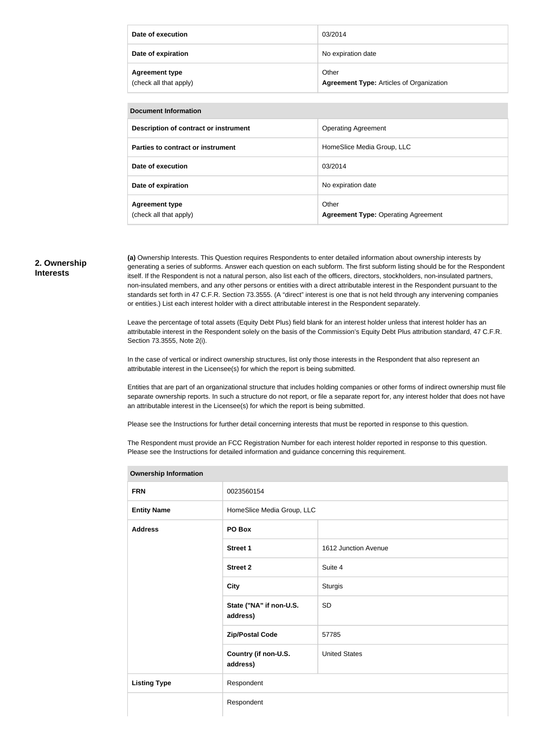| | |
|---|---|
| **Date of execution** | 03/2014 |
| **Date of expiration** | No expiration date |
| **Agreement type** (check all that apply) | Other **Agreement Type:** Articles of Organization |

| **Document Information** | |
|---|---|
| **Description of contract or instrument** | Operating Agreement |
| **Parties to contract or instrument** | HomeSlice Media Group, LLC |
| **Date of execution** | 03/2014 |
| **Date of expiration** | No expiration date |
| **Agreement type** (check all that apply) | Other **Agreement Type:** Operating Agreement |

## 2. Ownership Interests

**(a)** Ownership Interests. This Question requires Respondents to enter detailed information about ownership interests by generating a series of subforms. Answer each question on each subform. The first subform listing should be for the Respondent itself. If the Respondent is not a natural person, also list each of the officers, directors, stockholders, non-insulated partners, non-insulated members, and any other persons or entities with a direct attributable interest in the Respondent pursuant to the standards set forth in 47 C.F.R. Section 73.3555. (A "direct" interest is one that is not held through any intervening companies or entities.) List each interest holder with a direct attributable interest in the Respondent separately.

Leave the percentage of total assets (Equity Debt Plus) field blank for an interest holder unless that interest holder has an attributable interest in the Respondent solely on the basis of the Commission's Equity Debt Plus attribution standard, 47 C.F.R. Section 73.3555, Note 2(i).

In the case of vertical or indirect ownership structures, list only those interests in the Respondent that also represent an attributable interest in the Licensee(s) for which the report is being submitted.

Entities that are part of an organizational structure that includes holding companies or other forms of indirect ownership must file separate ownership reports. In such a structure do not report, or file a separate report for, any interest holder that does not have an attributable interest in the Licensee(s) for which the report is being submitted.

Please see the Instructions for further detail concerning interests that must be reported in response to this question.

The Respondent must provide an FCC Registration Number for each interest holder reported in response to this question. Please see the Instructions for detailed information and guidance concerning this requirement.

| **Ownership Information** | | |
|---|---|---|
| **FRN** | 0023560154 | |
| **Entity Name** | HomeSlice Media Group, LLC | |
| **Address** | **PO Box** | |
| | **Street 1** | 1612 Junction Avenue |
| | **Street 2** | Suite 4 |
| | **City** | Sturgis |
| | **State ("NA" if non-U.S. address)** | SD |
| | **Zip/Postal Code** | 57785 |
| | **Country (if non-U.S. address)** | United States |
| **Listing Type** | Respondent | |
| | Respondent | |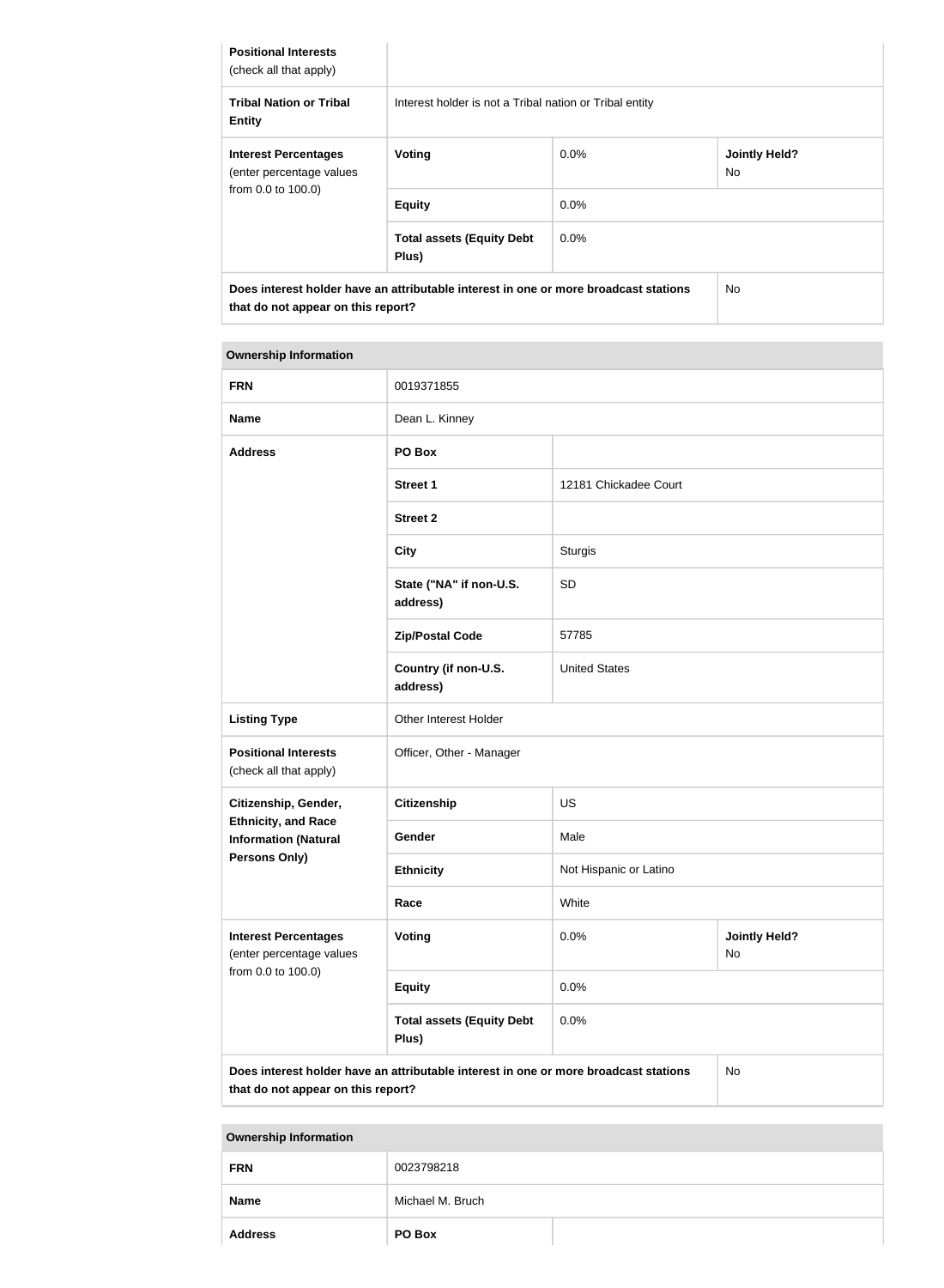| Positional Interests (check all that apply) | | | |
|---|---|---|---|
| **Tribal Nation or Tribal Entity** | Interest holder is not a Tribal nation or Tribal entity | | |
| **Interest Percentages** (enter percentage values from 0.0 to 100.0) | **Voting** | 0.0% | **Jointly Held?** No |
| | **Equity** | 0.0% | |
| | **Total assets (Equity Debt Plus)** | 0.0% | |
| **Does interest holder have an attributable interest in one or more broadcast stations that do not appear on this report?** | | | No |

| Ownership Information | | | |
|---|---|---|---|
| **FRN** | 0019371855 | | |
| **Name** | Dean L. Kinney | | |
| **Address** | **PO Box** | | |
| | **Street 1** | 12181 Chickadee Court | |
| | **Street 2** | | |
| | **City** | Sturgis | |
| | **State ("NA" if non-U.S. address)** | SD | |
| | **Zip/Postal Code** | 57785 | |
| | **Country (if non-U.S. address)** | United States | |
| **Listing Type** | Other Interest Holder | | |
| **Positional Interests** (check all that apply) | Officer, Other - Manager | | |
| **Citizenship, Gender, Ethnicity, and Race Information (Natural Persons Only)** | **Citizenship** | US | |
| | **Gender** | Male | |
| | **Ethnicity** | Not Hispanic or Latino | |
| | **Race** | White | |
| **Interest Percentages** (enter percentage values from 0.0 to 100.0) | **Voting** | 0.0% | **Jointly Held?** No |
| | **Equity** | 0.0% | |
| | **Total assets (Equity Debt Plus)** | 0.0% | |
| **Does interest holder have an attributable interest in one or more broadcast stations that do not appear on this report?** | | | No |

| Ownership Information | | |
|---|---|---|
| **FRN** | 0023798218 | |
| **Name** | Michael M. Bruch | |
| **Address** | **PO Box** | |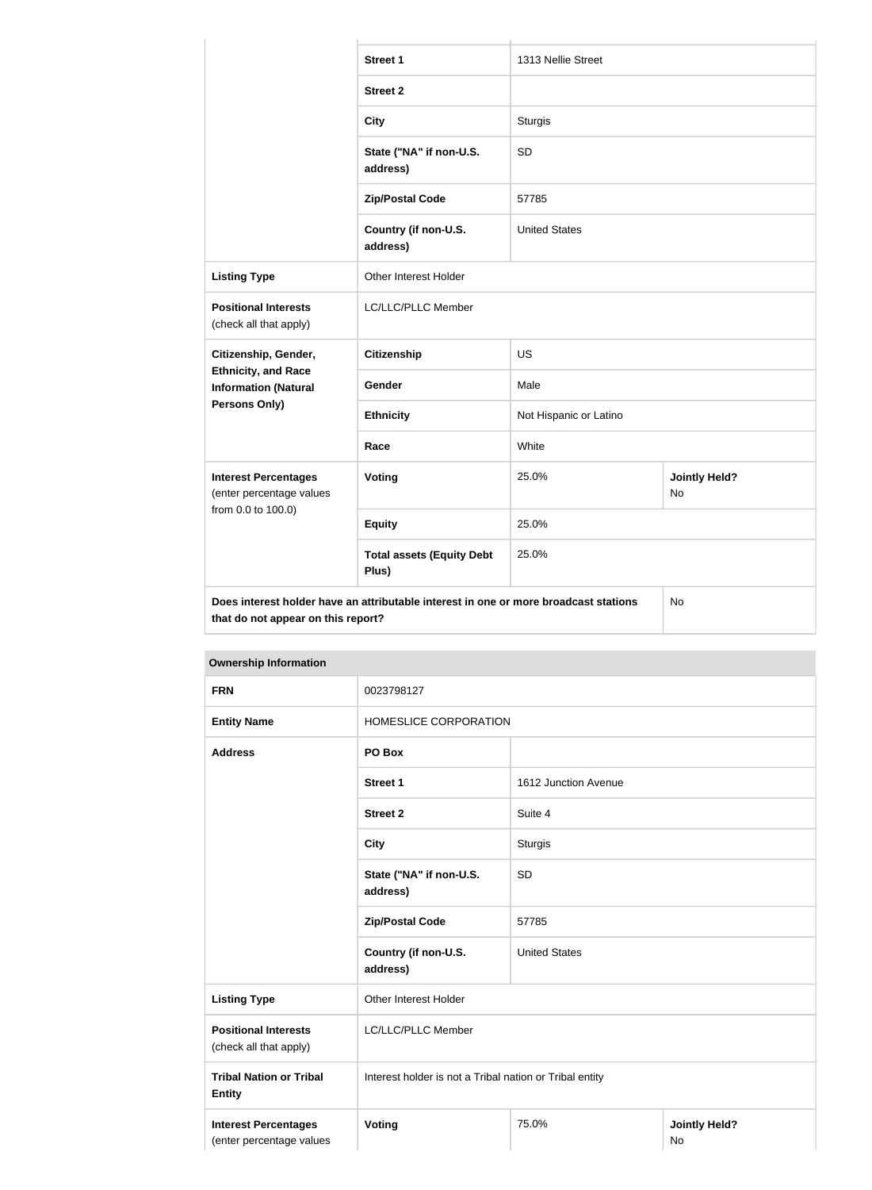| | | | |
|---|---|---|---|
| | **Street 1** | 1313 Nellie Street | |
| | **Street 2** | | |
| | **City** | Sturgis | |
| | **State ("NA" if non-U.S. address)** | SD | |
| | **Zip/Postal Code** | 57785 | |
| | **Country (if non-U.S. address)** | United States | |
| **Listing Type** | Other Interest Holder | | |
| **Positional Interests** (check all that apply) | LC/LLC/PLLC Member | | |
| **Citizenship, Gender, Ethnicity, and Race Information (Natural Persons Only)** | **Citizenship** | US | |
| | **Gender** | Male | |
| | **Ethnicity** | Not Hispanic or Latino | |
| | **Race** | White | |
| **Interest Percentages** (enter percentage values from 0.0 to 100.0) | **Voting** | 25.0% | **Jointly Held?** No |
| | **Equity** | 25.0% | |
| | **Total assets (Equity Debt Plus)** | 25.0% | |
| **Does interest holder have an attributable interest in one or more broadcast stations that do not appear on this report?** | | | No |

**Ownership Information**

| | | | |
|---|---|---|---|
| **FRN** | 0023798127 | | |
| **Entity Name** | HOMESLICE CORPORATION | | |
| **Address** | **PO Box** | | |
| | **Street 1** | 1612 Junction Avenue | |
| | **Street 2** | Suite 4 | |
| | **City** | Sturgis | |
| | **State ("NA" if non-U.S. address)** | SD | |
| | **Zip/Postal Code** | 57785 | |
| | **Country (if non-U.S. address)** | United States | |
| **Listing Type** | Other Interest Holder | | |
| **Positional Interests** (check all that apply) | LC/LLC/PLLC Member | | |
| **Tribal Nation or Tribal Entity** | Interest holder is not a Tribal nation or Tribal entity | | |
| **Interest Percentages** (enter percentage values | **Voting** | 75.0% | **Jointly Held?** No |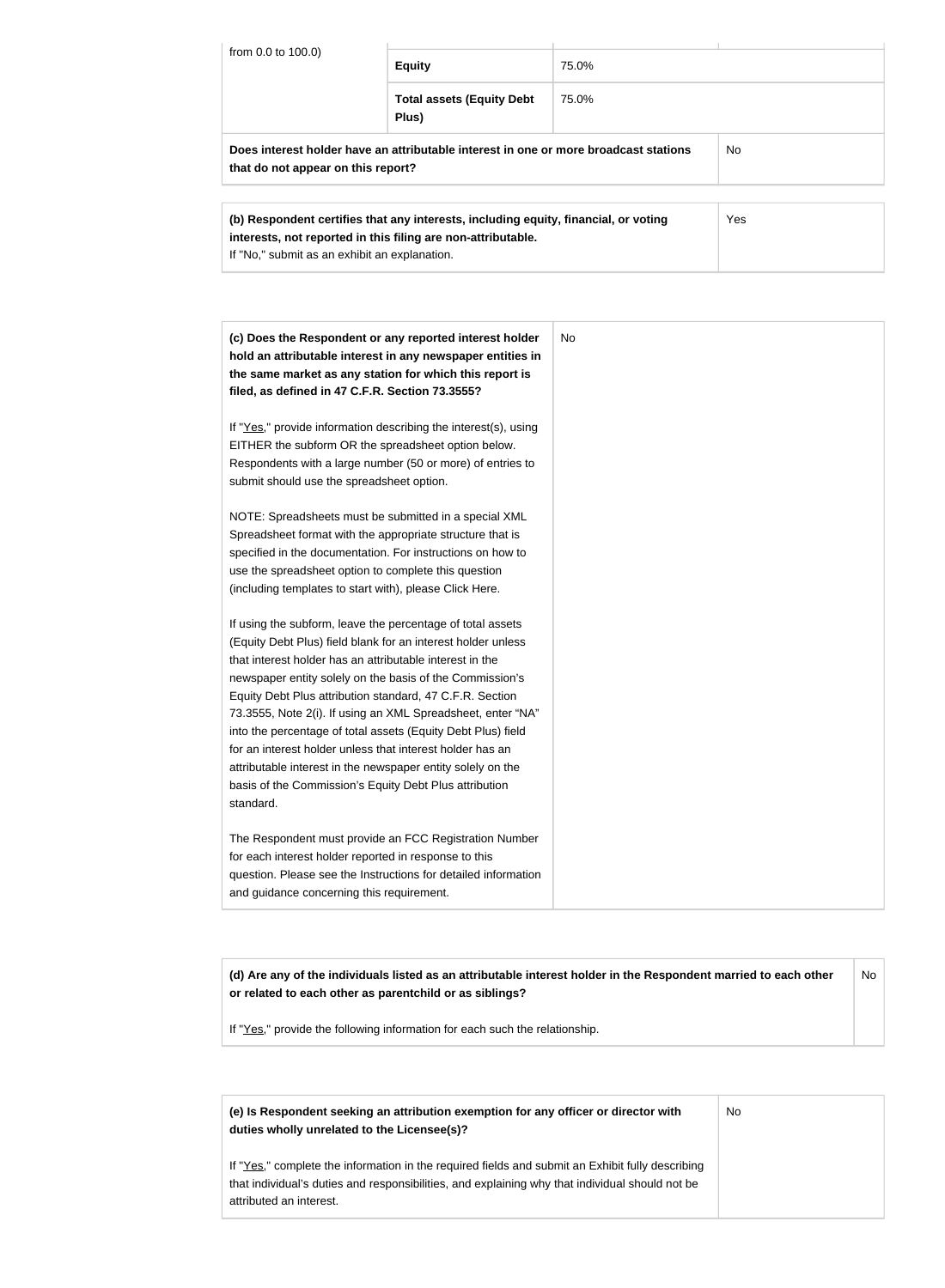| from 0.0 to 100.0) | Equity | 75.0% |
| --- | --- | --- |
| | **Total assets (Equity Debt Plus)** | 75.0% |
| **Does interest holder have an attributable interest in one or more broadcast stations that do not appear on this report?** | | No |

| **(b) Respondent certifies that any interests, including equity, financial, or voting interests, not reported in this filing are non-attributable.** If "No," submit as an exhibit an explanation. | Yes |
| --- | --- |

| **(c) Does the Respondent or any reported interest holder hold an attributable interest in any newspaper entities in the same market as any station for which this report is filed, as defined in 47 C.F.R. Section 73.3555?**<br><br>If "Yes," provide information describing the interest(s), using EITHER the subform OR the spreadsheet option below. Respondents with a large number (50 or more) of entries to submit should use the spreadsheet option.<br><br>NOTE: Spreadsheets must be submitted in a special XML Spreadsheet format with the appropriate structure that is specified in the documentation. For instructions on how to use the spreadsheet option to complete this question (including templates to start with), please Click Here.<br><br>If using the subform, leave the percentage of total assets (Equity Debt Plus) field blank for an interest holder unless that interest holder has an attributable interest in the newspaper entity solely on the basis of the Commission's Equity Debt Plus attribution standard, 47 C.F.R. Section 73.3555, Note 2(i). If using an XML Spreadsheet, enter "NA" into the percentage of total assets (Equity Debt Plus) field for an interest holder unless that interest holder has an attributable interest in the newspaper entity solely on the basis of the Commission's Equity Debt Plus attribution standard.<br><br>The Respondent must provide an FCC Registration Number for each interest holder reported in response to this question. Please see the Instructions for detailed information and guidance concerning this requirement. | No |
| --- | --- |

| **(d) Are any of the individuals listed as an attributable interest holder in the Respondent married to each other or related to each other as parentchild or as siblings?**<br><br>If "Yes," provide the following information for each such the relationship. | No |
| --- | --- |

| **(e) Is Respondent seeking an attribution exemption for any officer or director with duties wholly unrelated to the Licensee(s)?**<br><br>If "Yes," complete the information in the required fields and submit an Exhibit fully describing that individual's duties and responsibilities, and explaining why that individual should not be attributed an interest. | No |
| --- | --- |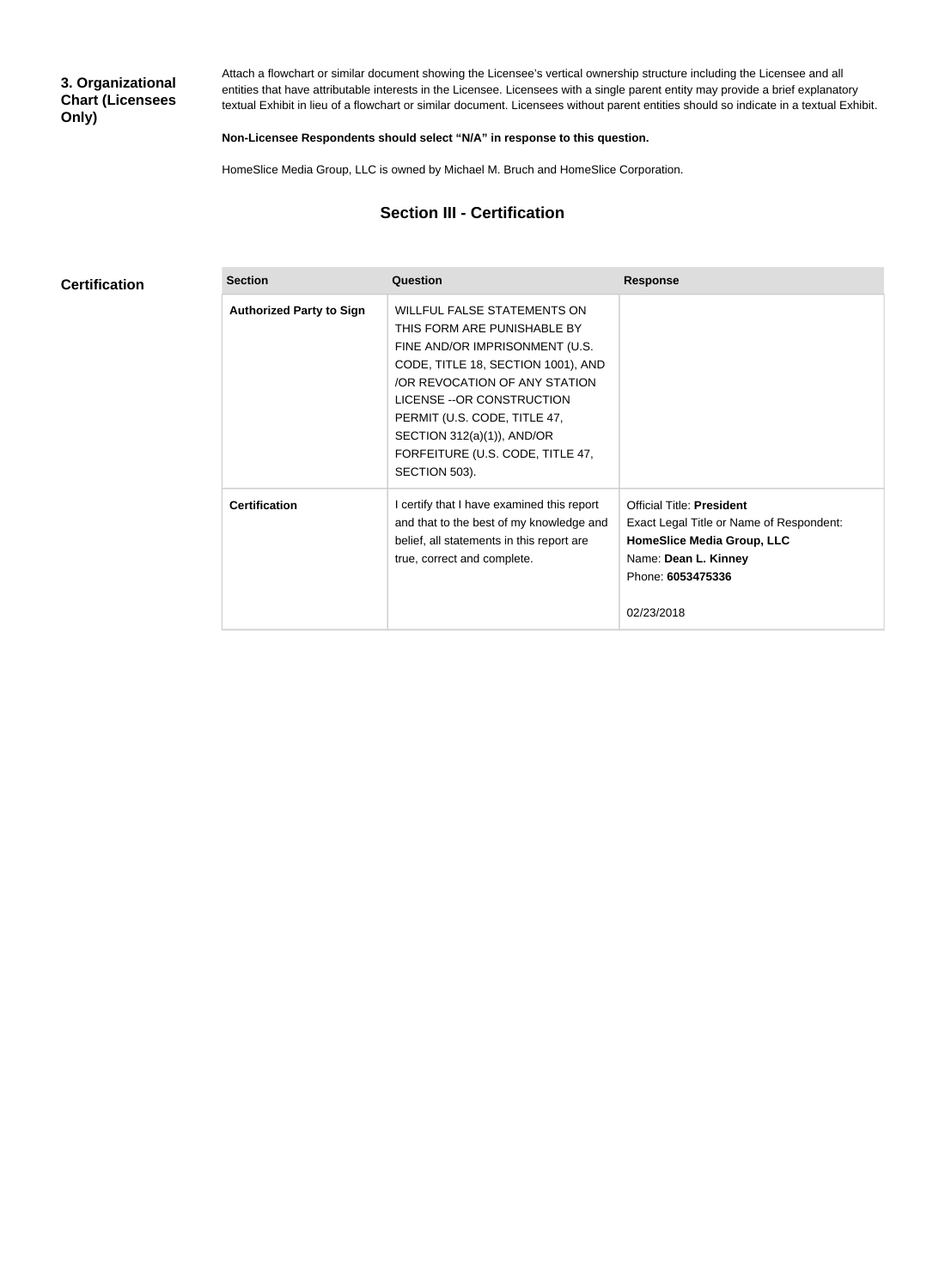**3. Organizational Chart (Licensees Only)**

Attach a flowchart or similar document showing the Licensee's vertical ownership structure including the Licensee and all entities that have attributable interests in the Licensee. Licensees with a single parent entity may provide a brief explanatory textual Exhibit in lieu of a flowchart or similar document. Licensees without parent entities should so indicate in a textual Exhibit.

**Non-Licensee Respondents should select "N/A" in response to this question.**

HomeSlice Media Group, LLC is owned by Michael M. Bruch and HomeSlice Corporation.

## Section III - Certification

**Certification**

| Section | Question | Response |
|---|---|---|
| **Authorized Party to Sign** | WILLFUL FALSE STATEMENTS ON THIS FORM ARE PUNISHABLE BY FINE AND/OR IMPRISONMENT (U.S. CODE, TITLE 18, SECTION 1001), AND /OR REVOCATION OF ANY STATION LICENSE --OR CONSTRUCTION PERMIT (U.S. CODE, TITLE 47, SECTION 312(a)(1)), AND/OR FORFEITURE (U.S. CODE, TITLE 47, SECTION 503). | |
| **Certification** | I certify that I have examined this report and that to the best of my knowledge and belief, all statements in this report are true, correct and complete. | Official Title: **President**<br>Exact Legal Title or Name of Respondent: **HomeSlice Media Group, LLC**<br>Name: **Dean L. Kinney**<br>Phone: **6053475336**<br><br>02/23/2018 |